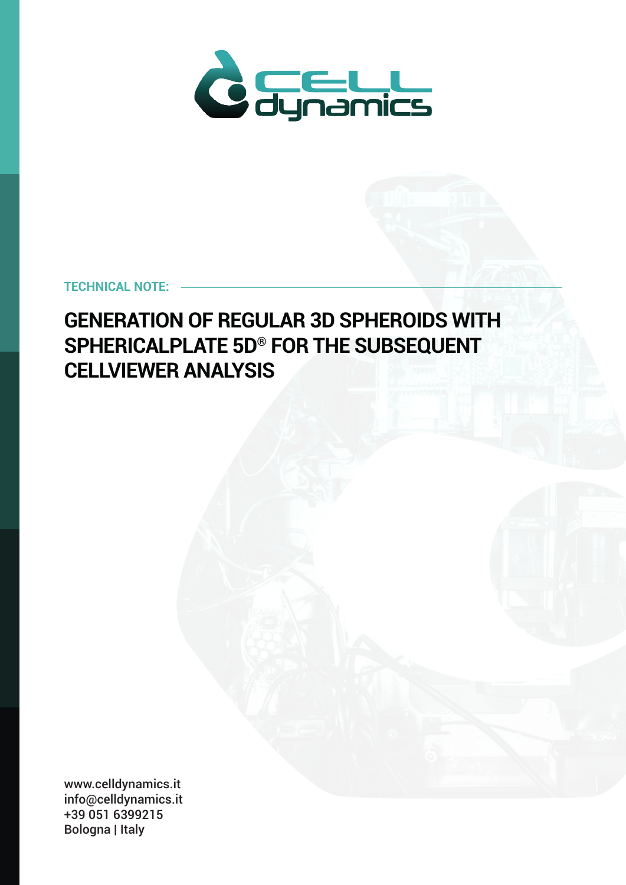**TECHNICAL NOTE:**

# GENERATION OF REGULAR 3D SPHEROIDS WITH SPHERICALPLATE 5D® FOR THE SUBSEQUENT CELLVIEWER ANALYSIS

www.celldynamics.it
info@celldynamics.it
+39 051 6399215
Bologna | Italy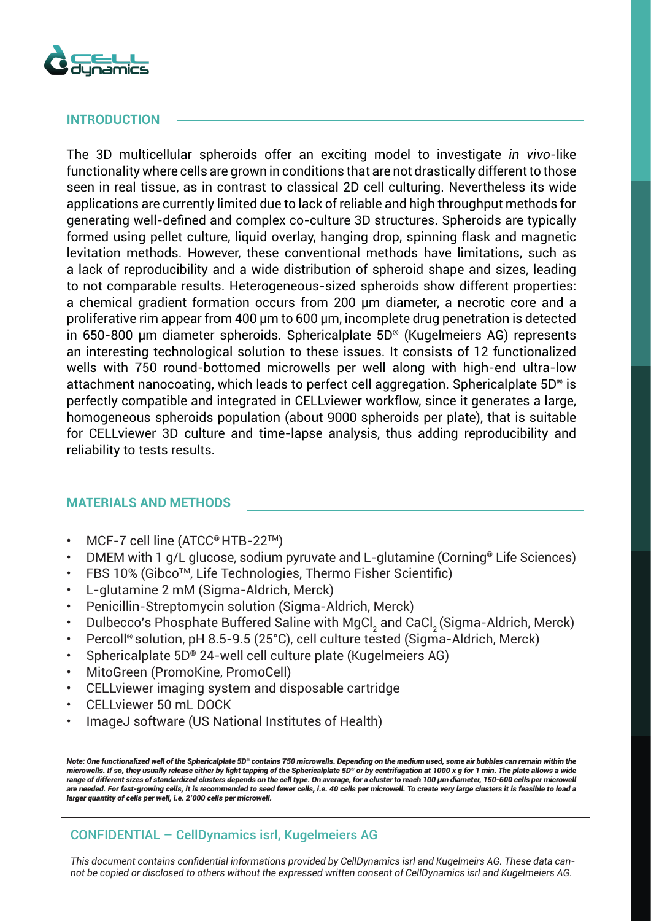## INTRODUCTION

The 3D multicellular spheroids offer an exciting model to investigate *in vivo*-like functionality where cells are grown in conditions that are not drastically different to those seen in real tissue, as in contrast to classical 2D cell culturing. Nevertheless its wide applications are currently limited due to lack of reliable and high throughput methods for generating well-defined and complex co-culture 3D structures. Spheroids are typically formed using pellet culture, liquid overlay, hanging drop, spinning flask and magnetic levitation methods. However, these conventional methods have limitations, such as a lack of reproducibility and a wide distribution of spheroid shape and sizes, leading to not comparable results. Heterogeneous-sized spheroids show different properties: a chemical gradient formation occurs from 200 µm diameter, a necrotic core and a proliferative rim appear from 400 µm to 600 µm, incomplete drug penetration is detected in 650-800 µm diameter spheroids. Sphericalplate 5D® (Kugelmeiers AG) represents an interesting technological solution to these issues. It consists of 12 functionalized wells with 750 round-bottomed microwells per well along with high-end ultra-low attachment nanocoating, which leads to perfect cell aggregation. Sphericalplate 5D® is perfectly compatible and integrated in CELLviewer workflow, since it generates a large, homogeneous spheroids population (about 9000 spheroids per plate), that is suitable for CELLviewer 3D culture and time-lapse analysis, thus adding reproducibility and reliability to tests results.

## MATERIALS AND METHODS

- MCF-7 cell line (ATCC® HTB-22™)
- DMEM with 1 g/L glucose, sodium pyruvate and L-glutamine (Corning® Life Sciences)
- FBS 10% (Gibco™, Life Technologies, Thermo Fisher Scientific)
- L-glutamine 2 mM (Sigma-Aldrich, Merck)
- Penicillin-Streptomycin solution (Sigma-Aldrich, Merck)
- Dulbecco's Phosphate Buffered Saline with $MgCl_2$ and $CaCl_2$ (Sigma-Aldrich, Merck)
- Percoll® solution, pH 8.5-9.5 (25°C), cell culture tested (Sigma-Aldrich, Merck)
- Sphericalplate 5D® 24-well cell culture plate (Kugelmeiers AG)
- MitoGreen (PromoKine, PromoCell)
- CELLviewer imaging system and disposable cartridge
- CELLviewer 50 mL DOCK
- ImageJ software (US National Institutes of Health)

***Note: One functionalized well of the Sphericalplate 5D® contains 750 microwells. Depending on the medium used, some air bubbles can remain within the microwells. If so, they usually release either by light tapping of the Sphericalplate 5D® or by centrifugation at 1000 x g for 1 min. The plate allows a wide range of different sizes of standardized clusters depends on the cell type. On average, for a cluster to reach 100 µm diameter, 150-600 cells per microwell are needed. For fast-growing cells, it is recommended to seed fewer cells, i.e. 40 cells per microwell. To create very large clusters it is feasible to load a larger quantity of cells per well, i.e. 2'000 cells per microwell.***

### CONFIDENTIAL – CellDynamics isrl, Kugelmeiers AG

*This document contains confidential informations provided by CellDynamics isrl and Kugelmeirs AG. These data cannot be copied or disclosed to others without the expressed written consent of CellDynamics isrl and Kugelmeiers AG.*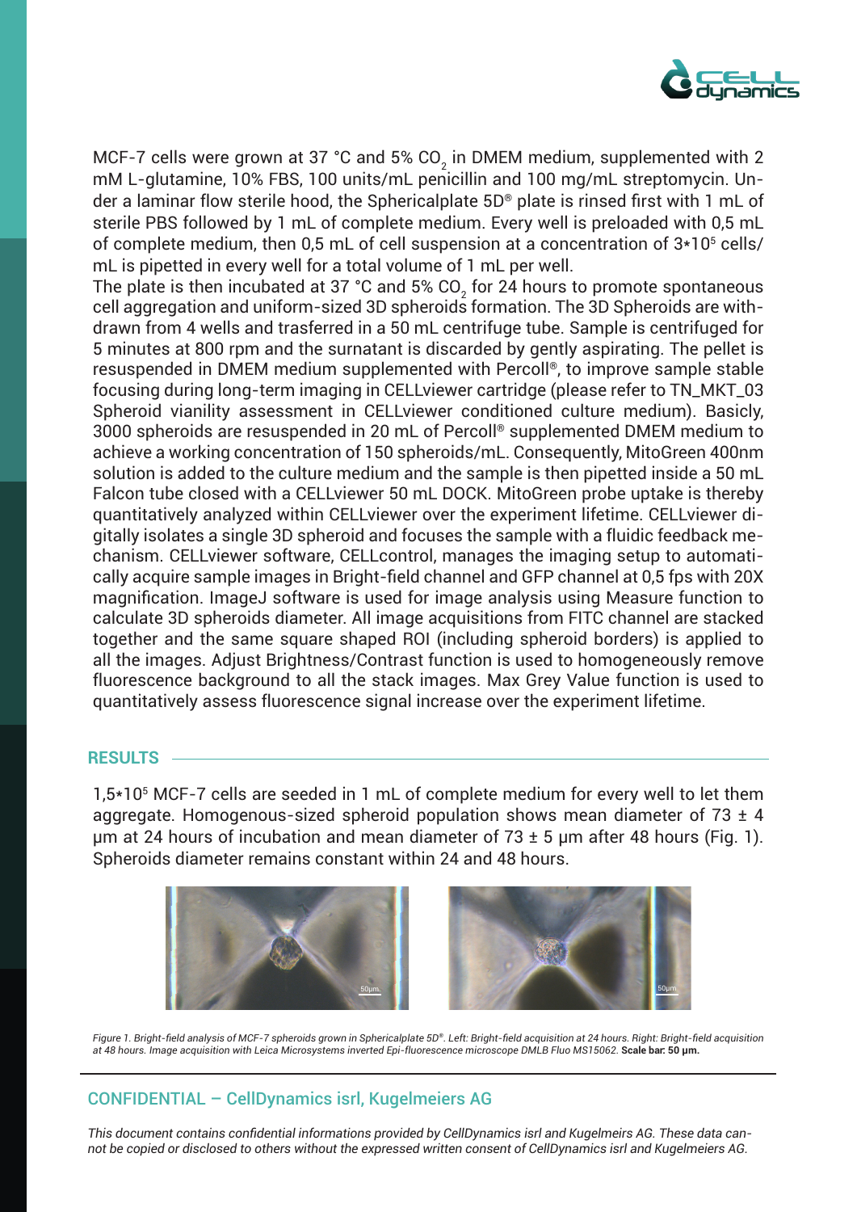MCF-7 cells were grown at 37 °C and 5% $CO_2$ in DMEM medium, supplemented with 2 mM L-glutamine, 10% FBS, 100 units/mL penicillin and 100 mg/mL streptomycin. Under a laminar flow sterile hood, the Sphericalplate 5D® plate is rinsed first with 1 mL of sterile PBS followed by 1 mL of complete medium. Every well is preloaded with 0,5 mL of complete medium, then 0,5 mL of cell suspension at a concentration of $3*10^5$ cells/mL is pipetted in every well for a total volume of 1 mL per well.

The plate is then incubated at 37 °C and 5% $CO_2$ for 24 hours to promote spontaneous cell aggregation and uniform-sized 3D spheroids formation. The 3D Spheroids are withdrawn from 4 wells and trasferred in a 50 mL centrifuge tube. Sample is centrifuged for 5 minutes at 800 rpm and the surnatant is discarded by gently aspirating. The pellet is resuspended in DMEM medium supplemented with Percoll®, to improve sample stable focusing during long-term imaging in CELLviewer cartridge (please refer to TN_MKT_03 Spheroid vianility assessment in CELLviewer conditioned culture medium). Basicly, 3000 spheroids are resuspended in 20 mL of Percoll® supplemented DMEM medium to achieve a working concentration of 150 spheroids/mL. Consequently, MitoGreen 400nm solution is added to the culture medium and the sample is then pipetted inside a 50 mL Falcon tube closed with a CELLviewer 50 mL DOCK. MitoGreen probe uptake is thereby quantitatively analyzed within CELLviewer over the experiment lifetime. CELLviewer digitally isolates a single 3D spheroid and focuses the sample with a fluidic feedback mechanism. CELLviewer software, CELLcontrol, manages the imaging setup to automatically acquire sample images in Bright-field channel and GFP channel at 0,5 fps with 20X magnification. ImageJ software is used for image analysis using Measure function to calculate 3D spheroids diameter. All image acquisitions from FITC channel are stacked together and the same square shaped ROI (including spheroid borders) is applied to all the images. Adjust Brightness/Contrast function is used to homogeneously remove fluorescence background to all the stack images. Max Grey Value function is used to quantitatively assess fluorescence signal increase over the experiment lifetime.

## RESULTS

$1,5*10^5$ MCF-7 cells are seeded in 1 mL of complete medium for every well to let them aggregate. Homogenous-sized spheroid population shows mean diameter of 73 ± 4 µm at 24 hours of incubation and mean diameter of 73 ± 5 µm after 48 hours (Fig. 1). Spheroids diameter remains constant within 24 and 48 hours.

*Figure 1. Bright-field analysis of MCF-7 spheroids grown in Sphericalplate 5D®. Left: Bright-field acquisition at 24 hours. Right: Bright-field acquisition at 48 hours. Image acquisition with Leica Microsystems inverted Epi-fluorescence microscope DMLB Fluo MS15062.* **Scale bar: 50 µm.**

## CONFIDENTIAL – CellDynamics isrl, Kugelmeiers AG

*This document contains confidential informations provided by CellDynamics isrl and Kugelmeirs AG. These data cannot be copied or disclosed to others without the expressed written consent of CellDynamics isrl and Kugelmeiers AG.*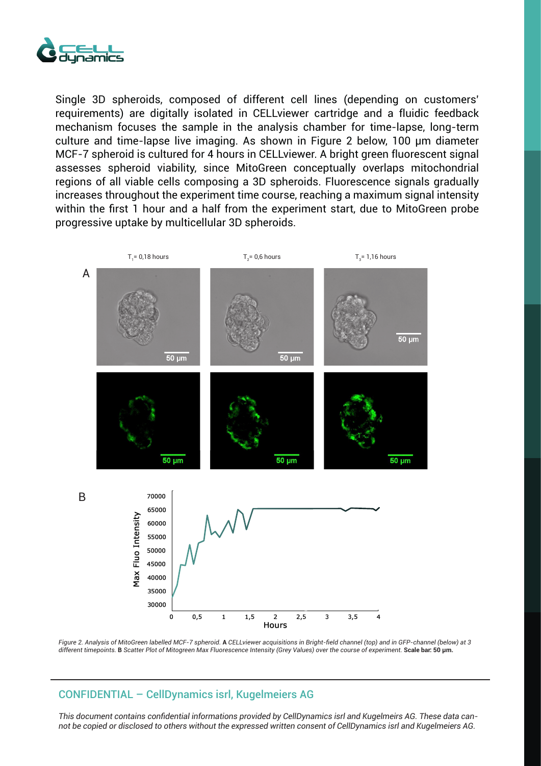Single 3D spheroids, composed of different cell lines (depending on customers' requirements) are digitally isolated in CELLviewer cartridge and a fluidic feedback mechanism focuses the sample in the analysis chamber for time-lapse, long-term culture and time-lapse live imaging. As shown in Figure 2 below, 100 µm diameter MCF-7 spheroid is cultured for 4 hours in CELLviewer. A bright green fluorescent signal assesses spheroid viability, since MitoGreen conceptually overlaps mitochondrial regions of all viable cells composing a 3D spheroids. Fluorescence signals gradually increases throughout the experiment time course, reaching a maximum signal intensity within the first 1 hour and a half from the experiment start, due to MitoGreen probe progressive uptake by multicellular 3D spheroids.

A

$T_1$= 0,18 hours

$T_2$= 0,6 hours

$T_3$= 1,16 hours

50 µm

B

Max Fluo Intensity

70000
65000
60000
55000
50000
45000
40000
35000
30000

0
0,5
1
1,5
2
2,5
3
3,5
4

Hours

*Figure 2. Analysis of MitoGreen labelled MCF-7 spheroid.* **A** *CELLviewer acquisitions in Bright-field channel (top) and in GFP-channel (below) at 3 different timepoints.* **B** *Scatter Plot of Mitogreen Max Fluorescence Intensity (Grey Values) over the course of experiment.* **Scale bar: 50 µm.**

## CONFIDENTIAL – CellDynamics isrl, Kugelmeiers AG

*This document contains confidential informations provided by CellDynamics isrl and Kugelmeirs AG. These data cannot be copied or disclosed to others without the expressed written consent of CellDynamics isrl and Kugelmeiers AG.*